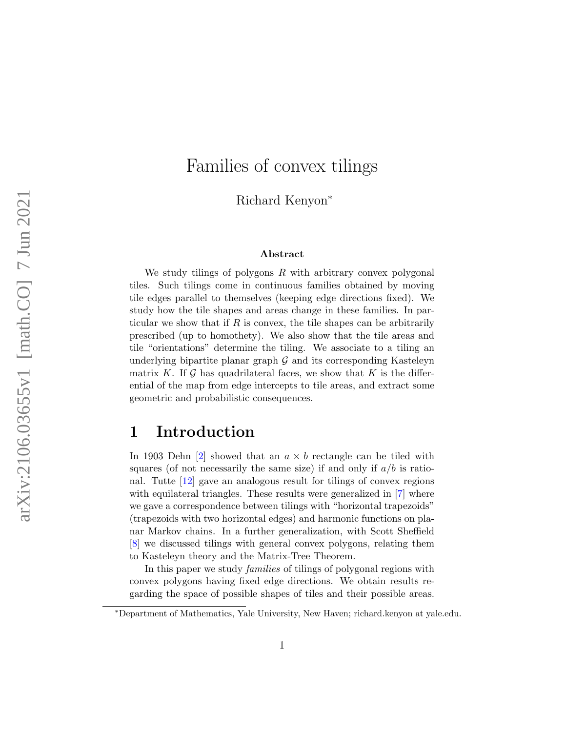# Families of convex tilings

Richard Kenyon*

### Abstract

We study tilings of polygons $R$ with arbitrary convex polygonal tiles. Such tilings come in continuous families obtained by moving tile edges parallel to themselves (keeping edge directions fixed). We study how the tile shapes and areas change in these families. In particular we show that if $R$ is convex, the tile shapes can be arbitrarily prescribed (up to homothety). We also show that the tile areas and tile "orientations" determine the tiling. We associate to a tiling an underlying bipartite planar graph $\mathcal{G}$ and its corresponding Kasteleyn matrix $K$. If $\mathcal{G}$ has quadrilateral faces, we show that $K$ is the differential of the map from edge intercepts to tile areas, and extract some geometric and probabilistic consequences.

## 1 Introduction

In 1903 Dehn [2] showed that an $a \times b$ rectangle can be tiled with squares (of not necessarily the same size) if and only if $a/b$ is rational. Tutte [12] gave an analogous result for tilings of convex regions with equilateral triangles. These results were generalized in [7] where we gave a correspondence between tilings with "horizontal trapezoids" (trapezoids with two horizontal edges) and harmonic functions on planar Markov chains. In a further generalization, with Scott Sheffield [8] we discussed tilings with general convex polygons, relating them to Kasteleyn theory and the Matrix-Tree Theorem.

In this paper we study *families* of tilings of polygonal regions with convex polygons having fixed edge directions. We obtain results regarding the space of possible shapes of tiles and their possible areas.

*Department of Mathematics, Yale University, New Haven; richard.kenyon at yale.edu.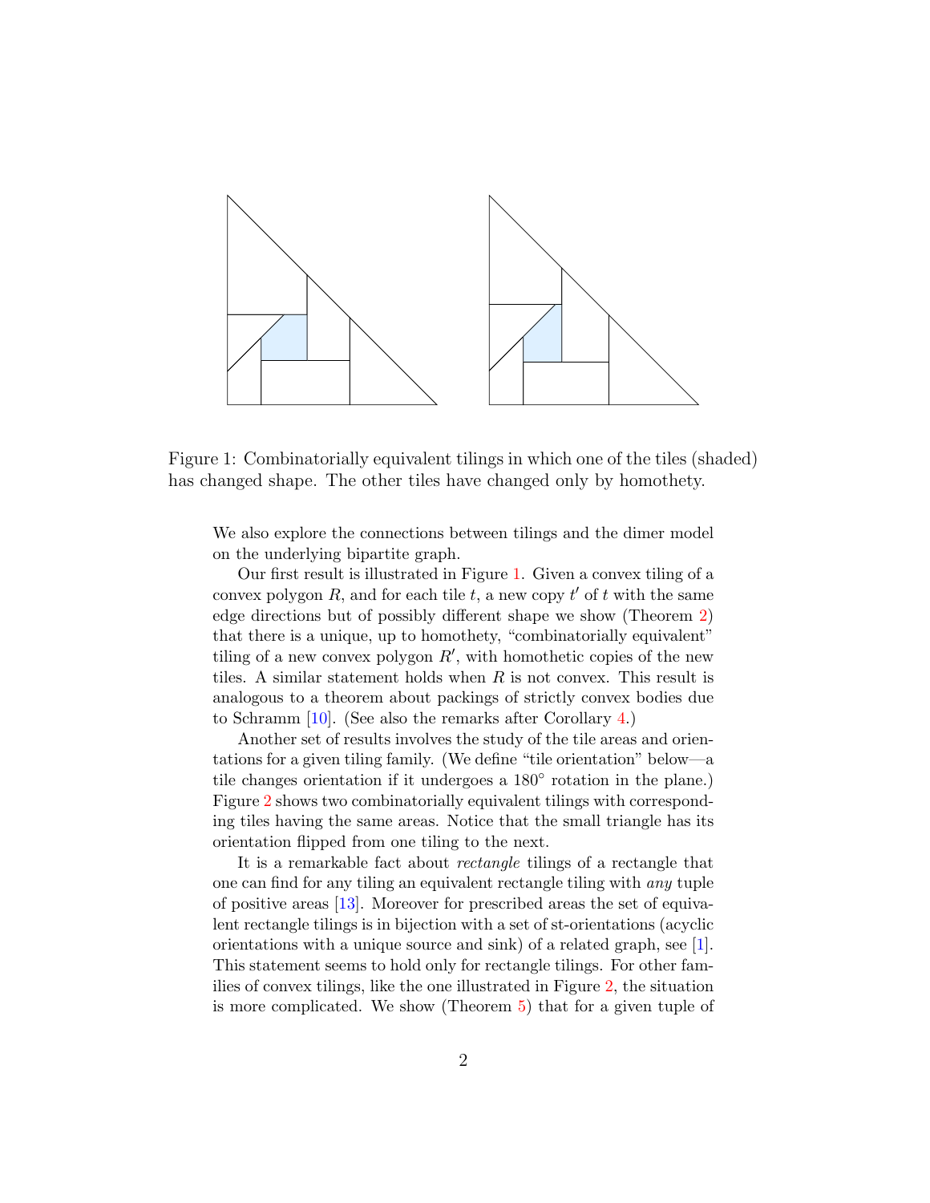Figure 1: Combinatorially equivalent tilings in which one of the tiles (shaded) has changed shape. The other tiles have changed only by homothety.

We also explore the connections between tilings and the dimer model on the underlying bipartite graph.

Our first result is illustrated in Figure 1. Given a convex tiling of a convex polygon $R$, and for each tile $t$, a new copy $t'$ of $t$ with the same edge directions but of possibly different shape we show (Theorem 2) that there is a unique, up to homothety, "combinatorially equivalent" tiling of a new convex polygon $R'$, with homothetic copies of the new tiles. A similar statement holds when $R$ is not convex. This result is analogous to a theorem about packings of strictly convex bodies due to Schramm [10]. (See also the remarks after Corollary 4.)

Another set of results involves the study of the tile areas and orientations for a given tiling family. (We define "tile orientation" below—a tile changes orientation if it undergoes a 180° rotation in the plane.) Figure 2 shows two combinatorially equivalent tilings with corresponding tiles having the same areas. Notice that the small triangle has its orientation flipped from one tiling to the next.

It is a remarkable fact about *rectangle* tilings of a rectangle that one can find for any tiling an equivalent rectangle tiling with *any* tuple of positive areas [13]. Moreover for prescribed areas the set of equivalent rectangle tilings is in bijection with a set of st-orientations (acyclic orientations with a unique source and sink) of a related graph, see [1]. This statement seems to hold only for rectangle tilings. For other families of convex tilings, like the one illustrated in Figure 2, the situation is more complicated. We show (Theorem 5) that for a given tuple of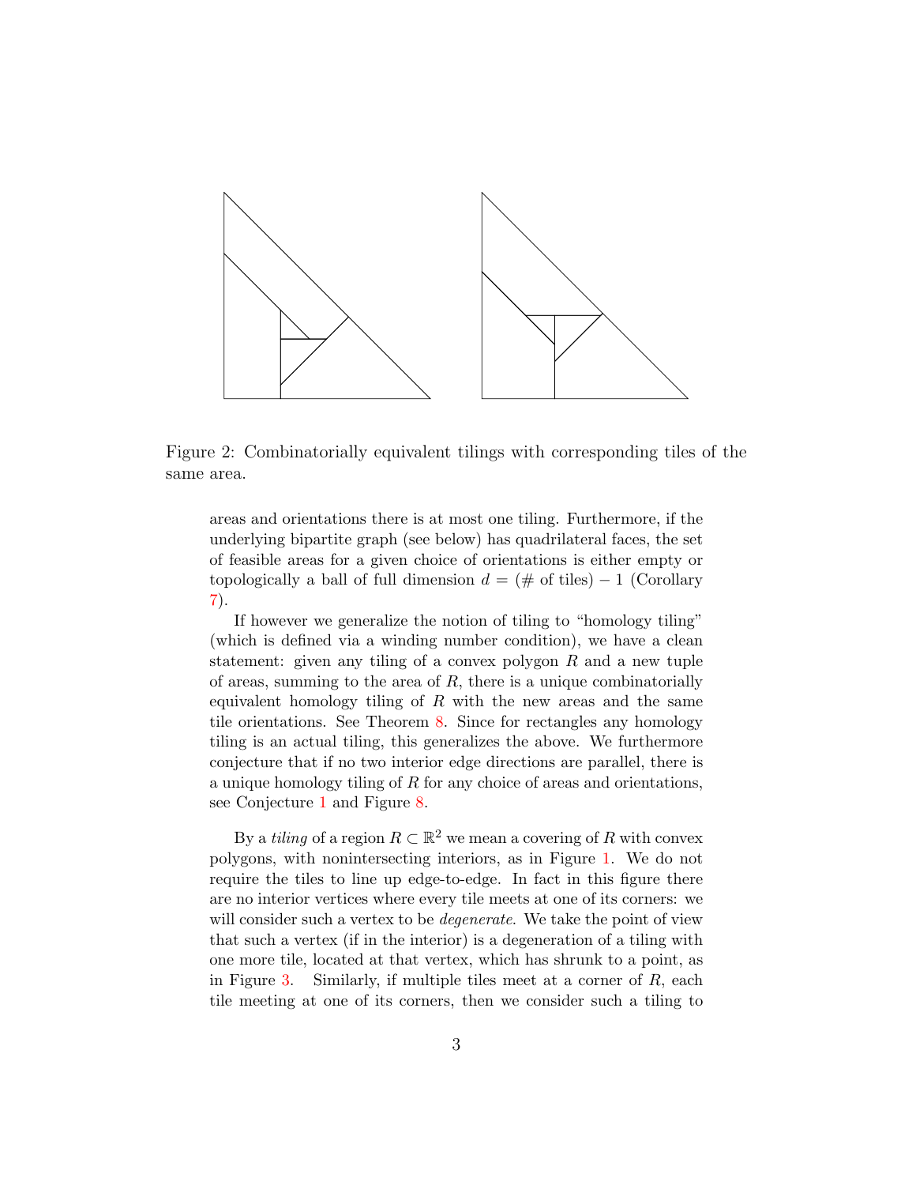Figure 2: Combinatorially equivalent tilings with corresponding tiles of the same area.

areas and orientations there is at most one tiling. Furthermore, if the underlying bipartite graph (see below) has quadrilateral faces, the set of feasible areas for a given choice of orientations is either empty or topologically a ball of full dimension $d = (\#\text{ of tiles}) - 1$ (Corollary 7).

If however we generalize the notion of tiling to "homology tiling" (which is defined via a winding number condition), we have a clean statement: given any tiling of a convex polygon $R$ and a new tuple of areas, summing to the area of $R$, there is a unique combinatorially equivalent homology tiling of $R$ with the new areas and the same tile orientations. See Theorem 8. Since for rectangles any homology tiling is an actual tiling, this generalizes the above. We furthermore conjecture that if no two interior edge directions are parallel, there is a unique homology tiling of $R$ for any choice of areas and orientations, see Conjecture 1 and Figure 8.

By a *tiling* of a region $R \subset \mathbb{R}^2$ we mean a covering of $R$ with convex polygons, with nonintersecting interiors, as in Figure 1. We do not require the tiles to line up edge-to-edge. In fact in this figure there are no interior vertices where every tile meets at one of its corners: we will consider such a vertex to be *degenerate*. We take the point of view that such a vertex (if in the interior) is a degeneration of a tiling with one more tile, located at that vertex, which has shrunk to a point, as in Figure 3. Similarly, if multiple tiles meet at a corner of $R$, each tile meeting at one of its corners, then we consider such a tiling to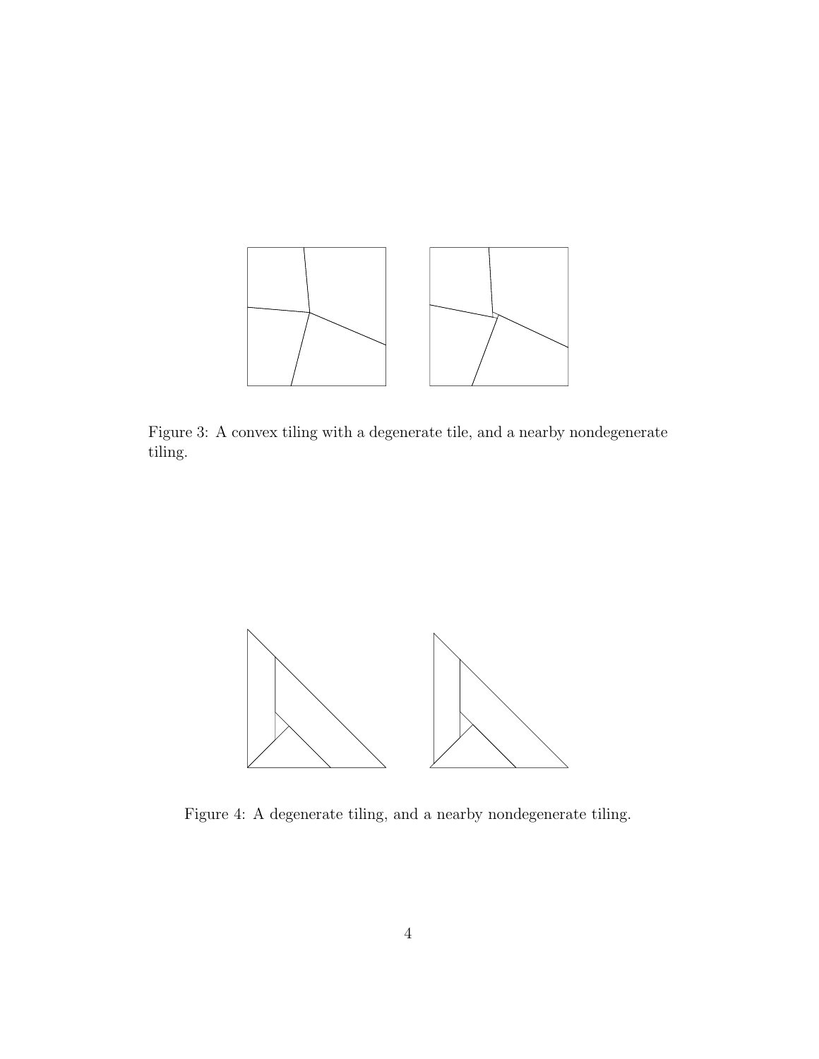Figure 3: A convex tiling with a degenerate tile, and a nearby nondegenerate tiling.

Figure 4: A degenerate tiling, and a nearby nondegenerate tiling.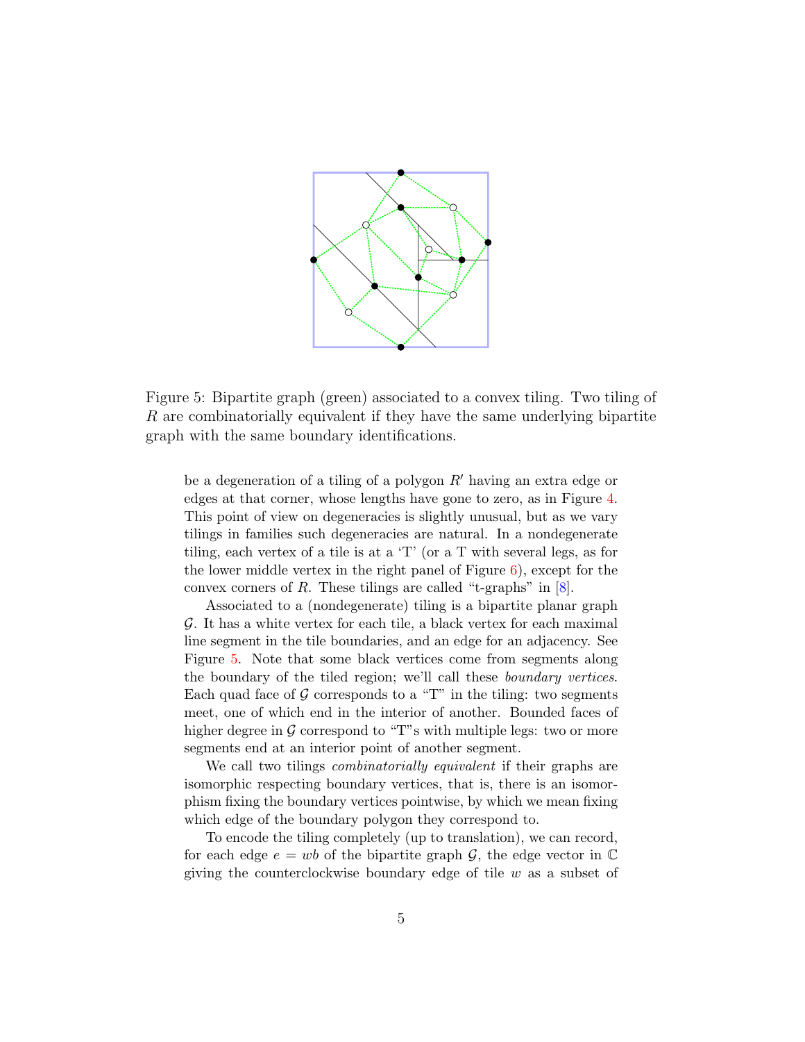Figure 5: Bipartite graph (green) associated to a convex tiling. Two tiling of $R$ are combinatorially equivalent if they have the same underlying bipartite graph with the same boundary identifications.

be a degeneration of a tiling of a polygon $R'$ having an extra edge or edges at that corner, whose lengths have gone to zero, as in Figure 4. This point of view on degeneracies is slightly unusual, but as we vary tilings in families such degeneracies are natural. In a nondegenerate tiling, each vertex of a tile is at a 'T' (or a T with several legs, as for the lower middle vertex in the right panel of Figure 6), except for the convex corners of $R$. These tilings are called "t-graphs" in [8].

Associated to a (nondegenerate) tiling is a bipartite planar graph $\mathcal{G}$. It has a white vertex for each tile, a black vertex for each maximal line segment in the tile boundaries, and an edge for an adjacency. See Figure 5. Note that some black vertices come from segments along the boundary of the tiled region; we'll call these *boundary vertices*. Each quad face of $\mathcal{G}$ corresponds to a "T" in the tiling: two segments meet, one of which end in the interior of another. Bounded faces of higher degree in $\mathcal{G}$ correspond to "T"s with multiple legs: two or more segments end at an interior point of another segment.

We call two tilings *combinatorially equivalent* if their graphs are isomorphic respecting boundary vertices, that is, there is an isomorphism fixing the boundary vertices pointwise, by which we mean fixing which edge of the boundary polygon they correspond to.

To encode the tiling completely (up to translation), we can record, for each edge $e = wb$ of the bipartite graph $\mathcal{G}$, the edge vector in $\mathbb{C}$ giving the counterclockwise boundary edge of tile $w$ as a subset of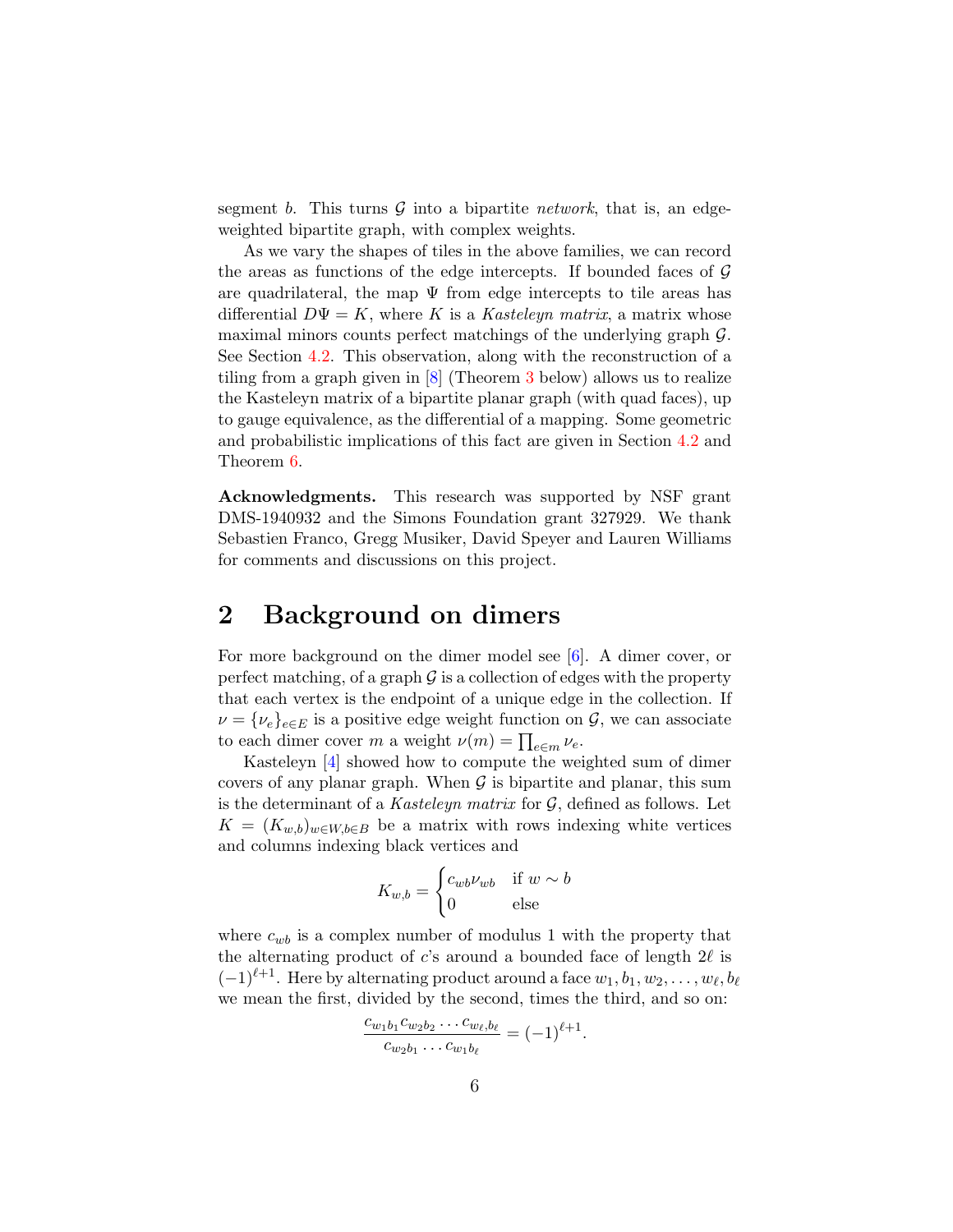segment $b$. This turns $\mathcal{G}$ into a bipartite *network*, that is, an edge-weighted bipartite graph, with complex weights.

As we vary the shapes of tiles in the above families, we can record the areas as functions of the edge intercepts. If bounded faces of $\mathcal{G}$ are quadrilateral, the map $\Psi$ from edge intercepts to tile areas has differential $D\Psi = K$, where $K$ is a *Kasteleyn matrix*, a matrix whose maximal minors counts perfect matchings of the underlying graph $\mathcal{G}$. See Section 4.2. This observation, along with the reconstruction of a tiling from a graph given in [8] (Theorem 3 below) allows us to realize the Kasteleyn matrix of a bipartite planar graph (with quad faces), up to gauge equivalence, as the differential of a mapping. Some geometric and probabilistic implications of this fact are given in Section 4.2 and Theorem 6.

**Acknowledgments.** This research was supported by NSF grant DMS-1940932 and the Simons Foundation grant 327929. We thank Sebastien Franco, Gregg Musiker, David Speyer and Lauren Williams for comments and discussions on this project.

# 2 Background on dimers

For more background on the dimer model see [6]. A dimer cover, or perfect matching, of a graph $\mathcal{G}$ is a collection of edges with the property that each vertex is the endpoint of a unique edge in the collection. If $\nu = \{\nu_e\}_{e\in E}$ is a positive edge weight function on $\mathcal{G}$, we can associate to each dimer cover $m$ a weight $\nu(m) = \prod_{e\in m} \nu_e$.

Kasteleyn [4] showed how to compute the weighted sum of dimer covers of any planar graph. When $\mathcal{G}$ is bipartite and planar, this sum is the determinant of a *Kasteleyn matrix* for $\mathcal{G}$, defined as follows. Let $K = (K_{w,b})_{w\in W, b\in B}$ be a matrix with rows indexing white vertices and columns indexing black vertices and

$$K_{w,b} = \begin{cases} c_{wb}\nu_{wb} & \text{if } w \sim b \\ 0 & \text{else} \end{cases}$$

where $c_{wb}$ is a complex number of modulus 1 with the property that the alternating product of $c$'s around a bounded face of length $2\ell$ is $(-1)^{\ell+1}$. Here by alternating product around a face $w_1, b_1, w_2, \dots, w_\ell, b_\ell$ we mean the first, divided by the second, times the third, and so on:

$$\frac{c_{w_1b_1}c_{w_2b_2}\cdots c_{w_\ell,b_\ell}}{c_{w_2b_1}\cdots c_{w_1b_\ell}} = (-1)^{\ell+1}.$$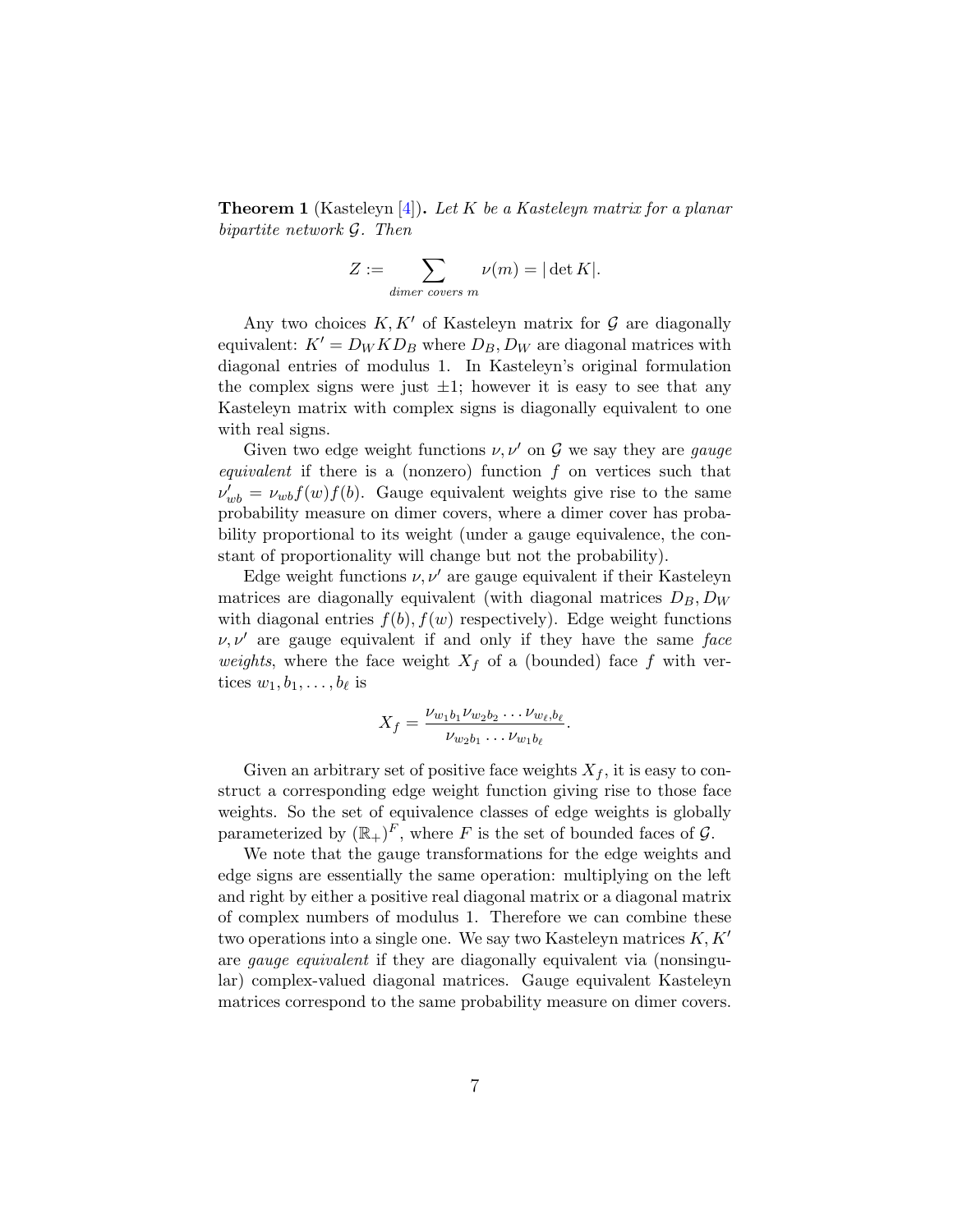**Theorem 1** (Kasteleyn [4])**.** *Let $K$ be a Kasteleyn matrix for a planar bipartite network $\mathcal{G}$. Then*

$$Z := \sum_{\text{dimer covers } m} \nu(m) = |\det K|.$$

Any two choices $K, K'$ of Kasteleyn matrix for $\mathcal{G}$ are diagonally equivalent: $K' = D_W K D_B$ where $D_B, D_W$ are diagonal matrices with diagonal entries of modulus 1. In Kasteleyn's original formulation the complex signs were just $\pm 1$; however it is easy to see that any Kasteleyn matrix with complex signs is diagonally equivalent to one with real signs.

Given two edge weight functions $\nu, \nu'$ on $\mathcal{G}$ we say they are *gauge equivalent* if there is a (nonzero) function $f$ on vertices such that $\nu'_{wb} = \nu_{wb} f(w) f(b)$. Gauge equivalent weights give rise to the same probability measure on dimer covers, where a dimer cover has probability proportional to its weight (under a gauge equivalence, the constant of proportionality will change but not the probability).

Edge weight functions $\nu, \nu'$ are gauge equivalent if their Kasteleyn matrices are diagonally equivalent (with diagonal matrices $D_B, D_W$ with diagonal entries $f(b), f(w)$ respectively). Edge weight functions $\nu, \nu'$ are gauge equivalent if and only if they have the same *face weights*, where the face weight $X_f$ of a (bounded) face $f$ with vertices $w_1, b_1, \dots, b_\ell$ is

$$X_f = \frac{\nu_{w_1 b_1} \nu_{w_2 b_2} \dots \nu_{w_\ell, b_\ell}}{\nu_{w_2 b_1} \dots \nu_{w_1 b_\ell}}.$$

Given an arbitrary set of positive face weights $X_f$, it is easy to construct a corresponding edge weight function giving rise to those face weights. So the set of equivalence classes of edge weights is globally parameterized by $(\mathbb{R}_+)^F$, where $F$ is the set of bounded faces of $\mathcal{G}$.

We note that the gauge transformations for the edge weights and edge signs are essentially the same operation: multiplying on the left and right by either a positive real diagonal matrix or a diagonal matrix of complex numbers of modulus 1. Therefore we can combine these two operations into a single one. We say two Kasteleyn matrices $K, K'$ are *gauge equivalent* if they are diagonally equivalent via (nonsingular) complex-valued diagonal matrices. Gauge equivalent Kasteleyn matrices correspond to the same probability measure on dimer covers.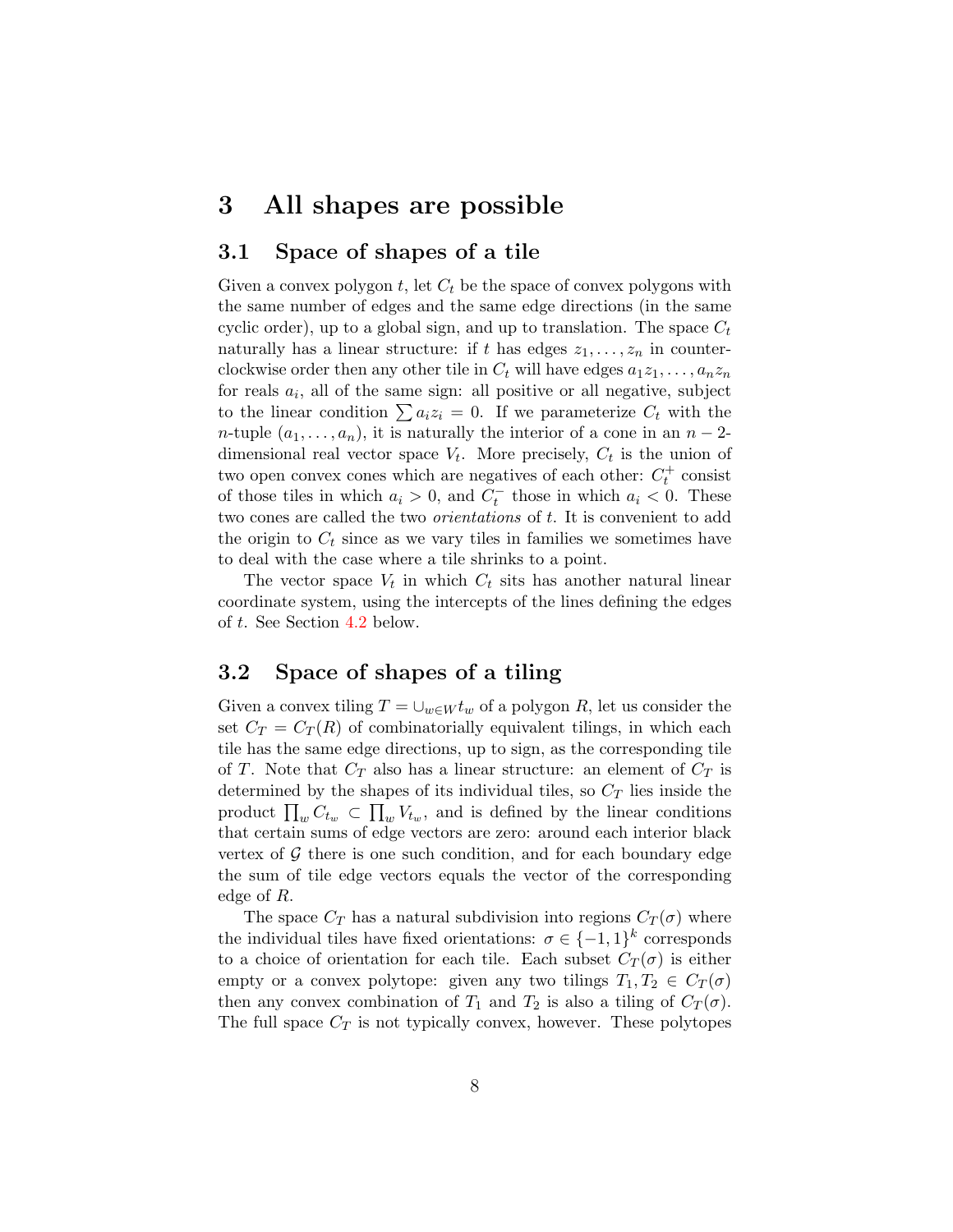# 3 All shapes are possible

## 3.1 Space of shapes of a tile

Given a convex polygon $t$, let $C_t$ be the space of convex polygons with the same number of edges and the same edge directions (in the same cyclic order), up to a global sign, and up to translation. The space $C_t$ naturally has a linear structure: if $t$ has edges $z_1, \ldots, z_n$ in counterclockwise order then any other tile in $C_t$ will have edges $a_1 z_1, \ldots, a_n z_n$ for reals $a_i$, all of the same sign: all positive or all negative, subject to the linear condition $\sum a_i z_i = 0$. If we parameterize $C_t$ with the $n$-tuple $(a_1, \ldots, a_n)$, it is naturally the interior of a cone in an $n-2$-dimensional real vector space $V_t$. More precisely, $C_t$ is the union of two open convex cones which are negatives of each other: $C_t^+$ consist of those tiles in which $a_i > 0$, and $C_t^-$ those in which $a_i < 0$. These two cones are called the two *orientations* of $t$. It is convenient to add the origin to $C_t$ since as we vary tiles in families we sometimes have to deal with the case where a tile shrinks to a point.

The vector space $V_t$ in which $C_t$ sits has another natural linear coordinate system, using the intercepts of the lines defining the edges of $t$. See Section 4.2 below.

## 3.2 Space of shapes of a tiling

Given a convex tiling $T = \cup_{w \in W} t_w$ of a polygon $R$, let us consider the set $C_T = C_T(R)$ of combinatorially equivalent tilings, in which each tile has the same edge directions, up to sign, as the corresponding tile of $T$. Note that $C_T$ also has a linear structure: an element of $C_T$ is determined by the shapes of its individual tiles, so $C_T$ lies inside the product $\prod_w C_{t_w} \subset \prod_w V_{t_w}$, and is defined by the linear conditions that certain sums of edge vectors are zero: around each interior black vertex of $\mathcal{G}$ there is one such condition, and for each boundary edge the sum of tile edge vectors equals the vector of the corresponding edge of $R$.

The space $C_T$ has a natural subdivision into regions $C_T(\sigma)$ where the individual tiles have fixed orientations: $\sigma \in \{-1, 1\}^k$ corresponds to a choice of orientation for each tile. Each subset $C_T(\sigma)$ is either empty or a convex polytope: given any two tilings $T_1, T_2 \in C_T(\sigma)$ then any convex combination of $T_1$ and $T_2$ is also a tiling of $C_T(\sigma)$. The full space $C_T$ is not typically convex, however. These polytopes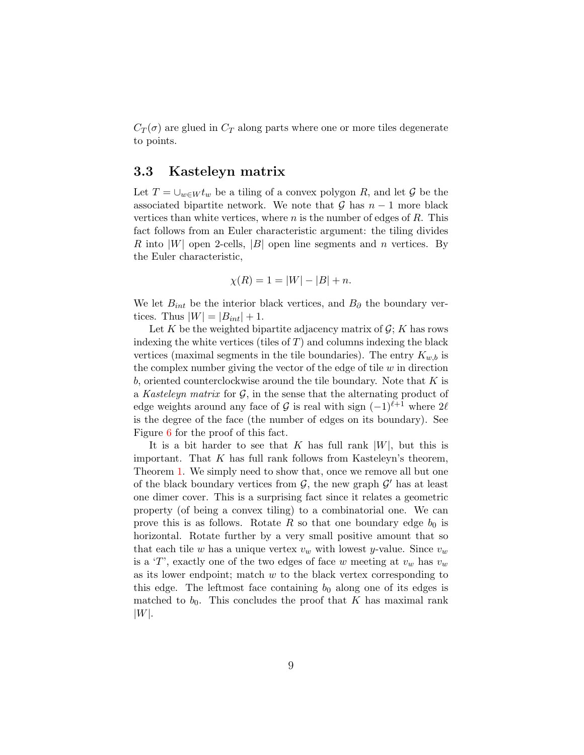$C_T(\sigma)$ are glued in $C_T$ along parts where one or more tiles degenerate to points.

## 3.3 Kasteleyn matrix

Let $T = \cup_{w \in W} t_w$ be a tiling of a convex polygon $R$, and let $\mathcal{G}$ be the associated bipartite network. We note that $\mathcal{G}$ has $n-1$ more black vertices than white vertices, where $n$ is the number of edges of $R$. This fact follows from an Euler characteristic argument: the tiling divides $R$ into $|W|$ open 2-cells, $|B|$ open line segments and $n$ vertices. By the Euler characteristic,

$$\chi(R) = 1 = |W| - |B| + n.$$

We let $B_{int}$ be the interior black vertices, and $B_\partial$ the boundary vertices. Thus $|W| = |B_{int}| + 1$.

Let $K$ be the weighted bipartite adjacency matrix of $\mathcal{G}$; $K$ has rows indexing the white vertices (tiles of $T$) and columns indexing the black vertices (maximal segments in the tile boundaries). The entry $K_{w,b}$ is the complex number giving the vector of the edge of tile $w$ in direction $b$, oriented counterclockwise around the tile boundary. Note that $K$ is a *Kasteleyn matrix* for $\mathcal{G}$, in the sense that the alternating product of edge weights around any face of $\mathcal{G}$ is real with sign $(-1)^{\ell+1}$ where $2\ell$ is the degree of the face (the number of edges on its boundary). See Figure 6 for the proof of this fact.

It is a bit harder to see that $K$ has full rank $|W|$, but this is important. That $K$ has full rank follows from Kasteleyn's theorem, Theorem 1. We simply need to show that, once we remove all but one of the black boundary vertices from $\mathcal{G}$, the new graph $\mathcal{G}'$ has at least one dimer cover. This is a surprising fact since it relates a geometric property (of being a convex tiling) to a combinatorial one. We can prove this is as follows. Rotate $R$ so that one boundary edge $b_0$ is horizontal. Rotate further by a very small positive amount that so that each tile $w$ has a unique vertex $v_w$ with lowest $y$-value. Since $v_w$ is a '$T$', exactly one of the two edges of face $w$ meeting at $v_w$ has $v_w$ as its lower endpoint; match $w$ to the black vertex corresponding to this edge. The leftmost face containing $b_0$ along one of its edges is matched to $b_0$. This concludes the proof that $K$ has maximal rank $|W|$.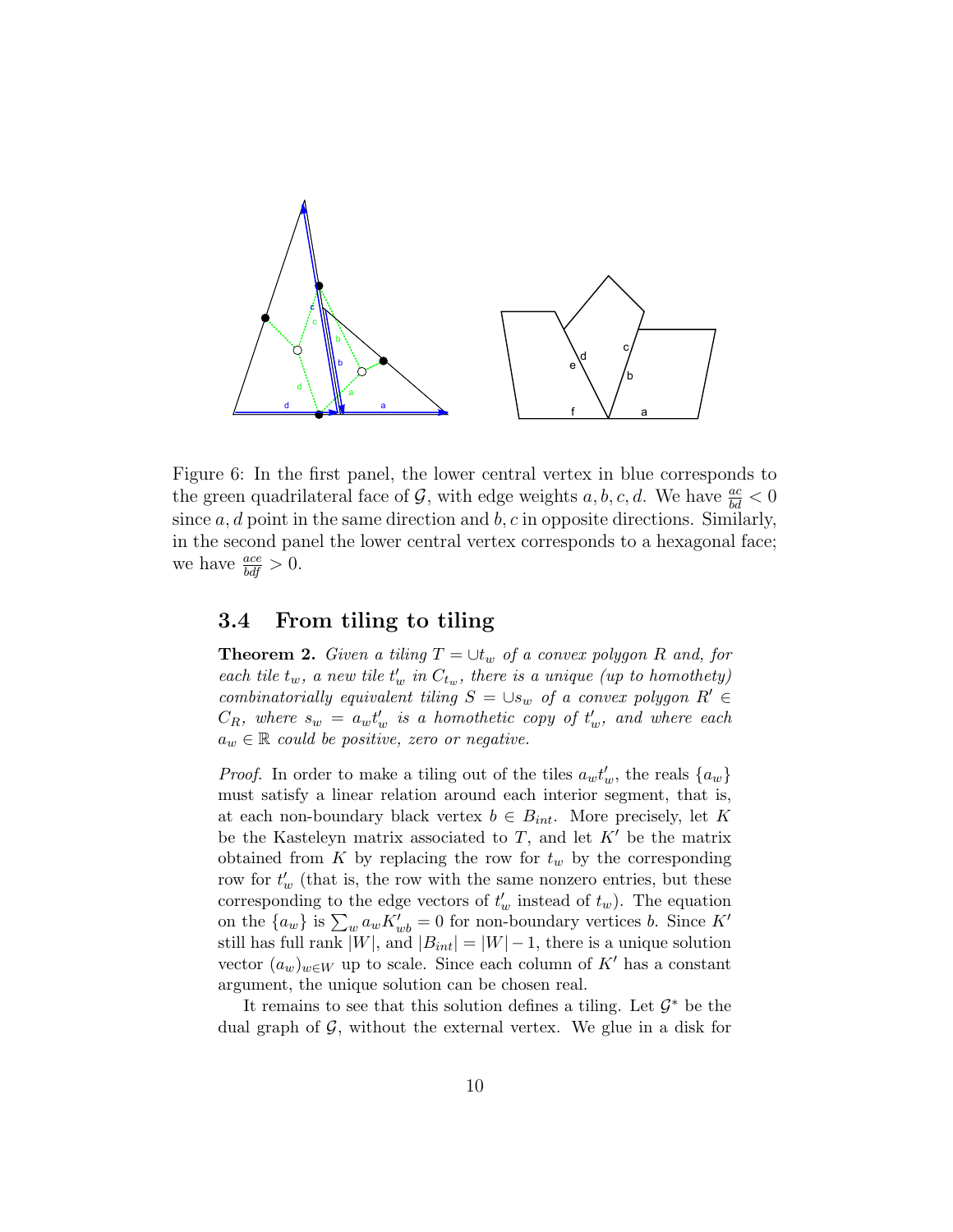Figure 6: In the first panel, the lower central vertex in blue corresponds to the green quadrilateral face of $\mathcal{G}$, with edge weights $a, b, c, d$. We have $\frac{ac}{bd} < 0$ since $a, d$ point in the same direction and $b, c$ in opposite directions. Similarly, in the second panel the lower central vertex corresponds to a hexagonal face; we have $\frac{ace}{bdf} > 0$.

### 3.4 From tiling to tiling

**Theorem 2.** *Given a tiling $T = \cup t_w$ of a convex polygon $R$ and, for each tile $t_w$, a new tile $t'_w$ in $C_{t_w}$, there is a unique (up to homothety) combinatorially equivalent tiling $S = \cup s_w$ of a convex polygon $R' \in C_R$, where $s_w = a_w t'_w$ is a homothetic copy of $t'_w$, and where each $a_w \in \mathbb{R}$ could be positive, zero or negative.*

*Proof.* In order to make a tiling out of the tiles $a_w t'_w$, the reals $\{a_w\}$ must satisfy a linear relation around each interior segment, that is, at each non-boundary black vertex $b \in B_{int}$. More precisely, let $K$ be the Kasteleyn matrix associated to $T$, and let $K'$ be the matrix obtained from $K$ by replacing the row for $t_w$ by the corresponding row for $t'_w$ (that is, the row with the same nonzero entries, but these corresponding to the edge vectors of $t'_w$ instead of $t_w$). The equation on the $\{a_w\}$ is $\sum_w a_w K'_{wb} = 0$ for non-boundary vertices $b$. Since $K'$ still has full rank $|W|$, and $|B_{int}| = |W| - 1$, there is a unique solution vector $(a_w)_{w \in W}$ up to scale. Since each column of $K'$ has a constant argument, the unique solution can be chosen real.

It remains to see that this solution defines a tiling. Let $\mathcal{G}^*$ be the dual graph of $\mathcal{G}$, without the external vertex. We glue in a disk for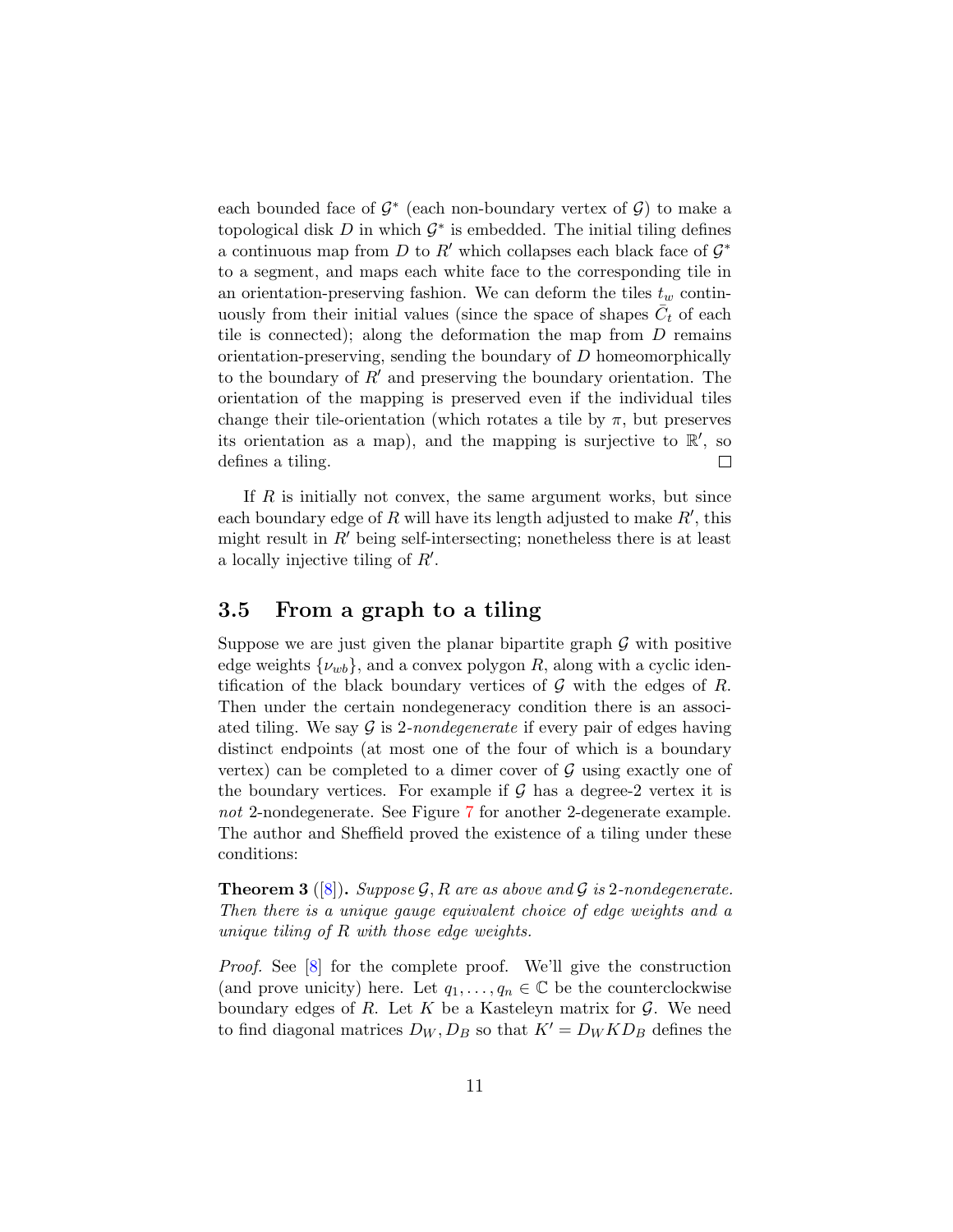each bounded face of $\mathcal{G}^*$ (each non-boundary vertex of $\mathcal{G}$) to make a topological disk $D$ in which $\mathcal{G}^*$ is embedded. The initial tiling defines a continuous map from $D$ to $R'$ which collapses each black face of $\mathcal{G}^*$ to a segment, and maps each white face to the corresponding tile in an orientation-preserving fashion. We can deform the tiles $t_w$ continuously from their initial values (since the space of shapes $\bar{C}_t$ of each tile is connected); along the deformation the map from $D$ remains orientation-preserving, sending the boundary of $D$ homeomorphically to the boundary of $R'$ and preserving the boundary orientation. The orientation of the mapping is preserved even if the individual tiles change their tile-orientation (which rotates a tile by $\pi$, but preserves its orientation as a map), and the mapping is surjective to $\mathbb{R}'$, so defines a tiling. □

If $R$ is initially not convex, the same argument works, but since each boundary edge of $R$ will have its length adjusted to make $R'$, this might result in $R'$ being self-intersecting; nonetheless there is at least a locally injective tiling of $R'$.

### 3.5 From a graph to a tiling

Suppose we are just given the planar bipartite graph $\mathcal{G}$ with positive edge weights $\{\nu_{wb}\}$, and a convex polygon $R$, along with a cyclic identification of the black boundary vertices of $\mathcal{G}$ with the edges of $R$. Then under the certain nondegeneracy condition there is an associated tiling. We say $\mathcal{G}$ is 2-*nondegenerate* if every pair of edges having distinct endpoints (at most one of the four of which is a boundary vertex) can be completed to a dimer cover of $\mathcal{G}$ using exactly one of the boundary vertices. For example if $\mathcal{G}$ has a degree-2 vertex it is *not* 2-nondegenerate. See Figure 7 for another 2-degenerate example. The author and Sheffield proved the existence of a tiling under these conditions:

**Theorem 3** ([8]). *Suppose $\mathcal{G}, R$ are as above and $\mathcal{G}$ is 2-nondegenerate. Then there is a unique gauge equivalent choice of edge weights and a unique tiling of $R$ with those edge weights.*

*Proof.* See [8] for the complete proof. We'll give the construction (and prove unicity) here. Let $q_1, \dots, q_n \in \mathbb{C}$ be the counterclockwise boundary edges of $R$. Let $K$ be a Kasteleyn matrix for $\mathcal{G}$. We need to find diagonal matrices $D_W, D_B$ so that $K' = D_W K D_B$ defines the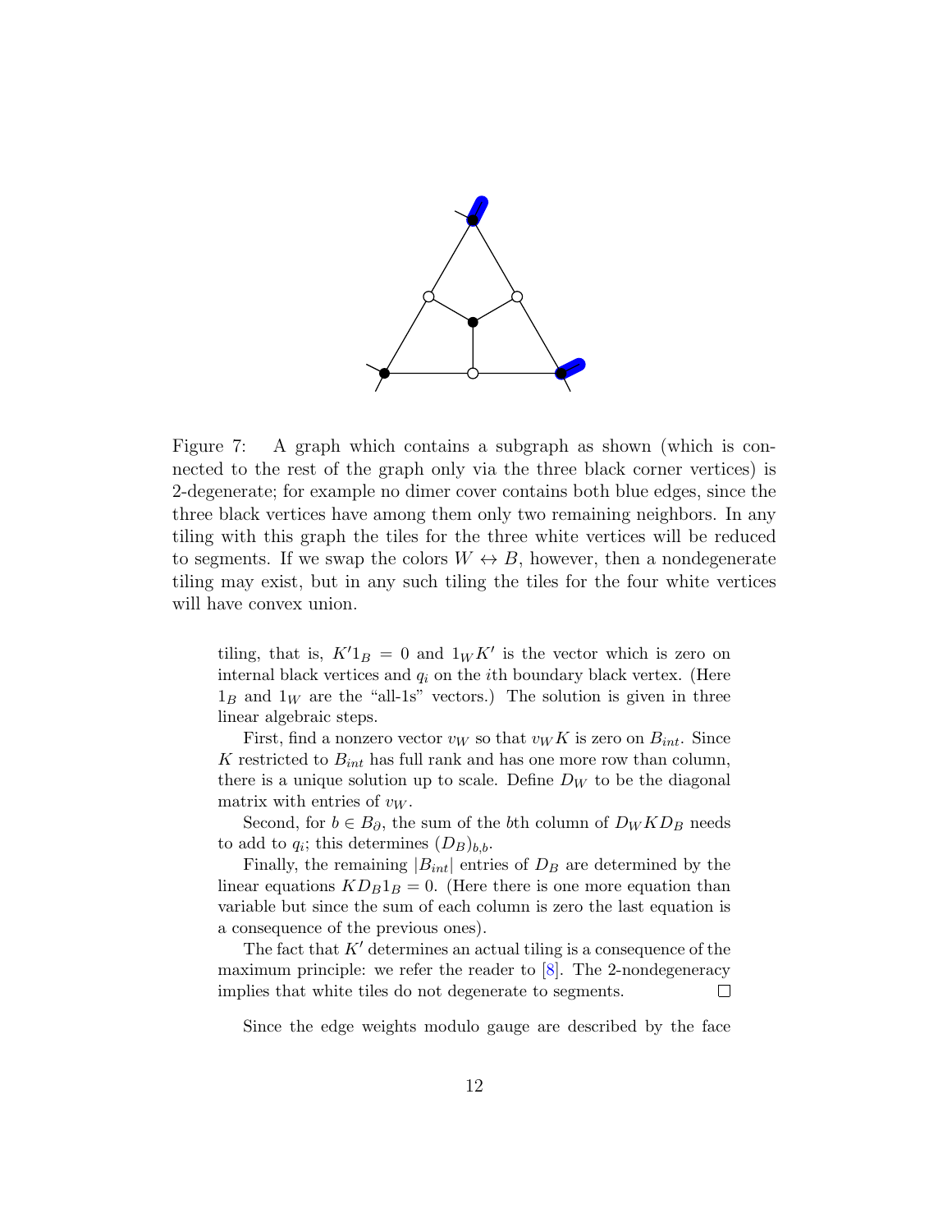Figure 7: A graph which contains a subgraph as shown (which is connected to the rest of the graph only via the three black corner vertices) is 2-degenerate; for example no dimer cover contains both blue edges, since the three black vertices have among them only two remaining neighbors. In any tiling with this graph the tiles for the three white vertices will be reduced to segments. If we swap the colors $W \leftrightarrow B$, however, then a nondegenerate tiling may exist, but in any such tiling the tiles for the four white vertices will have convex union.

tiling, that is, $K'1_B = 0$ and $1_W K'$ is the vector which is zero on internal black vertices and $q_i$ on the $i$th boundary black vertex. (Here $1_B$ and $1_W$ are the "all-1s" vectors.) The solution is given in three linear algebraic steps.

First, find a nonzero vector $v_W$ so that $v_W K$ is zero on $B_{int}$. Since $K$ restricted to $B_{int}$ has full rank and has one more row than column, there is a unique solution up to scale. Define $D_W$ to be the diagonal matrix with entries of $v_W$.

Second, for $b \in B_\partial$, the sum of the $b$th column of $D_W K D_B$ needs to add to $q_i$; this determines $(D_B)_{b,b}$.

Finally, the remaining $|B_{int}|$ entries of $D_B$ are determined by the linear equations $KD_B 1_B = 0$. (Here there is one more equation than variable but since the sum of each column is zero the last equation is a consequence of the previous ones).

The fact that $K'$ determines an actual tiling is a consequence of the maximum principle: we refer the reader to [8]. The 2-nondegeneracy implies that white tiles do not degenerate to segments. $\square$

Since the edge weights modulo gauge are described by the face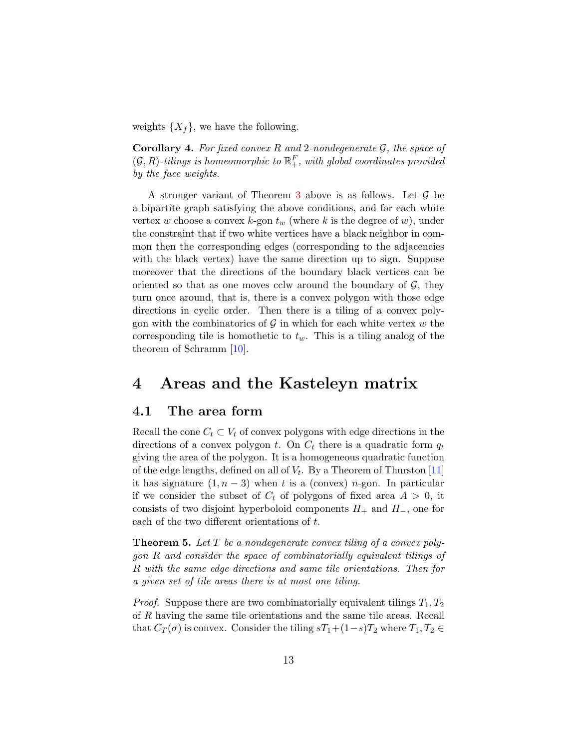weights $\{X_f\}$, we have the following.

**Corollary 4.** *For fixed convex $R$ and $2$-nondegenerate $\mathcal{G}$, the space of $(\mathcal{G}, R)$-tilings is homeomorphic to $\mathbb{R}_+^F$, with global coordinates provided by the face weights.*

A stronger variant of Theorem 3 above is as follows. Let $\mathcal{G}$ be a bipartite graph satisfying the above conditions, and for each white vertex $w$ choose a convex $k$-gon $t_w$ (where $k$ is the degree of $w$), under the constraint that if two white vertices have a black neighbor in common then the corresponding edges (corresponding to the adjacencies with the black vertex) have the same direction up to sign. Suppose moreover that the directions of the boundary black vertices can be oriented so that as one moves cclw around the boundary of $\mathcal{G}$, they turn once around, that is, there is a convex polygon with those edge directions in cyclic order. Then there is a tiling of a convex polygon with the combinatorics of $\mathcal{G}$ in which for each white vertex $w$ the corresponding tile is homothetic to $t_w$. This is a tiling analog of the theorem of Schramm [10].

# 4 Areas and the Kasteleyn matrix

## 4.1 The area form

Recall the cone $C_t \subset V_t$ of convex polygons with edge directions in the directions of a convex polygon $t$. On $C_t$ there is a quadratic form $q_t$ giving the area of the polygon. It is a homogeneous quadratic function of the edge lengths, defined on all of $V_t$. By a Theorem of Thurston [11] it has signature $(1, n-3)$ when $t$ is a (convex) $n$-gon. In particular if we consider the subset of $C_t$ of polygons of fixed area $A > 0$, it consists of two disjoint hyperboloid components $H_+$ and $H_-$, one for each of the two different orientations of $t$.

**Theorem 5.** *Let $T$ be a nondegenerate convex tiling of a convex polygon $R$ and consider the space of combinatorially equivalent tilings of $R$ with the same edge directions and same tile orientations. Then for a given set of tile areas there is at most one tiling.*

*Proof.* Suppose there are two combinatorially equivalent tilings $T_1, T_2$ of $R$ having the same tile orientations and the same tile areas. Recall that $C_T(\sigma)$ is convex. Consider the tiling $sT_1 + (1-s)T_2$ where $T_1, T_2 \in$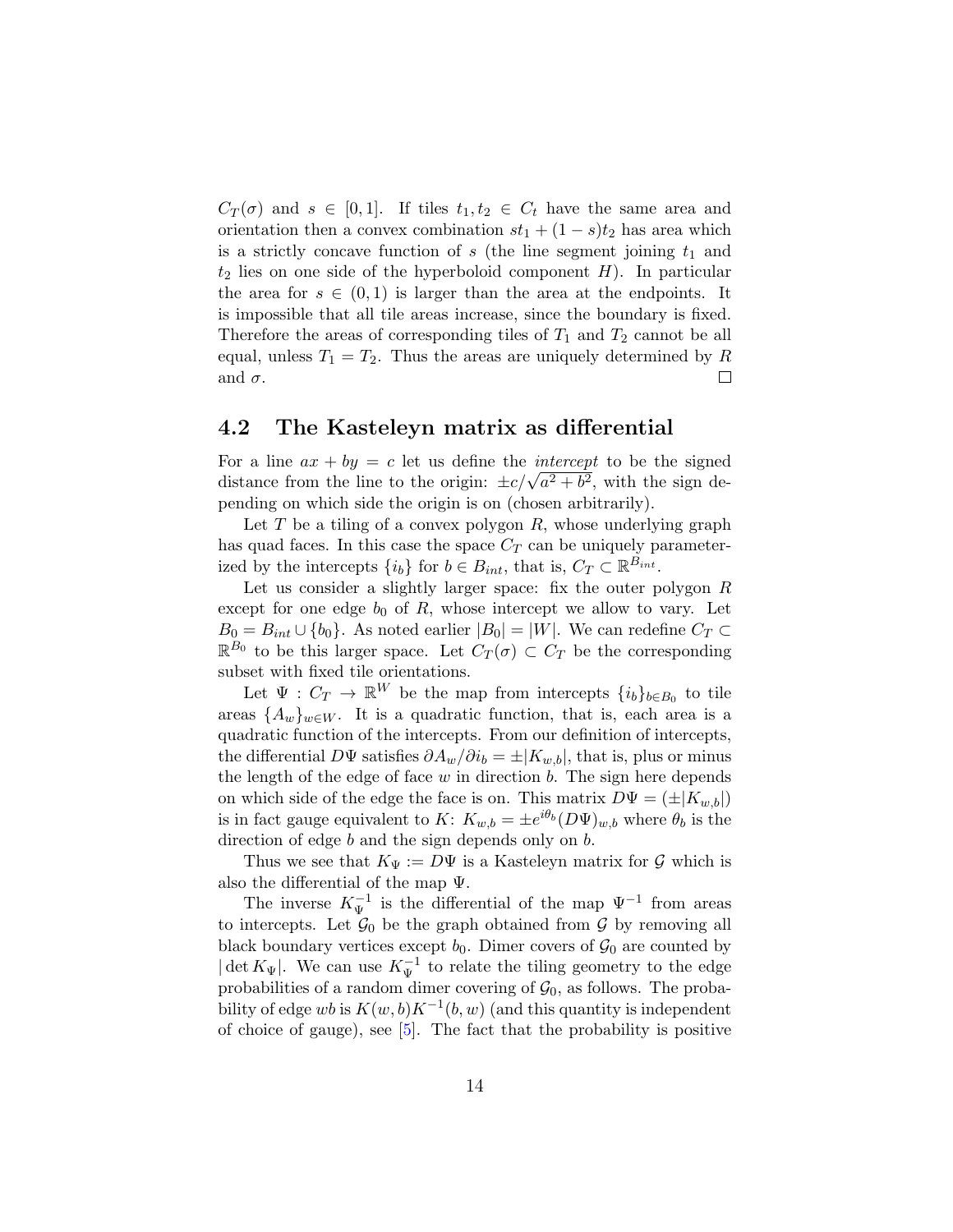$C_T(\sigma)$ and $s \in [0,1]$. If tiles $t_1, t_2 \in C_t$ have the same area and orientation then a convex combination $st_1 + (1-s)t_2$ has area which is a strictly concave function of $s$ (the line segment joining $t_1$ and $t_2$ lies on one side of the hyperboloid component $H$). In particular the area for $s \in (0,1)$ is larger than the area at the endpoints. It is impossible that all tile areas increase, since the boundary is fixed. Therefore the areas of corresponding tiles of $T_1$ and $T_2$ cannot be all equal, unless $T_1 = T_2$. Thus the areas are uniquely determined by $R$ and $\sigma$. $\square$

## 4.2 The Kasteleyn matrix as differential

For a line $ax + by = c$ let us define the *intercept* to be the signed distance from the line to the origin: $\pm c/\sqrt{a^2+b^2}$, with the sign depending on which side the origin is on (chosen arbitrarily).

Let $T$ be a tiling of a convex polygon $R$, whose underlying graph has quad faces. In this case the space $C_T$ can be uniquely parameterized by the intercepts $\{i_b\}$ for $b \in B_{int}$, that is, $C_T \subset \mathbb{R}^{B_{int}}$.

Let us consider a slightly larger space: fix the outer polygon $R$ except for one edge $b_0$ of $R$, whose intercept we allow to vary. Let $B_0 = B_{int} \cup \{b_0\}$. As noted earlier $|B_0| = |W|$. We can redefine $C_T \subset \mathbb{R}^{B_0}$ to be this larger space. Let $C_T(\sigma) \subset C_T$ be the corresponding subset with fixed tile orientations.

Let $\Psi : C_T \to \mathbb{R}^W$ be the map from intercepts $\{i_b\}_{b \in B_0}$ to tile areas $\{A_w\}_{w \in W}$. It is a quadratic function, that is, each area is a quadratic function of the intercepts. From our definition of intercepts, the differential $D\Psi$ satisfies $\partial A_w / \partial i_b = \pm |K_{w,b}|$, that is, plus or minus the length of the edge of face $w$ in direction $b$. The sign here depends on which side of the edge the face is on. This matrix $D\Psi = (\pm|K_{w,b}|)$ is in fact gauge equivalent to $K$: $K_{w,b} = \pm e^{i\theta_b}(D\Psi)_{w,b}$ where $\theta_b$ is the direction of edge $b$ and the sign depends only on $b$.

Thus we see that $K_\Psi := D\Psi$ is a Kasteleyn matrix for $\mathcal{G}$ which is also the differential of the map $\Psi$.

The inverse $K_\Psi^{-1}$ is the differential of the map $\Psi^{-1}$ from areas to intercepts. Let $\mathcal{G}_0$ be the graph obtained from $\mathcal{G}$ by removing all black boundary vertices except $b_0$. Dimer covers of $\mathcal{G}_0$ are counted by $|\det K_\Psi|$. We can use $K_\Psi^{-1}$ to relate the tiling geometry to the edge probabilities of a random dimer covering of $\mathcal{G}_0$, as follows. The probability of edge $wb$ is $K(w,b)K^{-1}(b,w)$ (and this quantity is independent of choice of gauge), see [5]. The fact that the probability is positive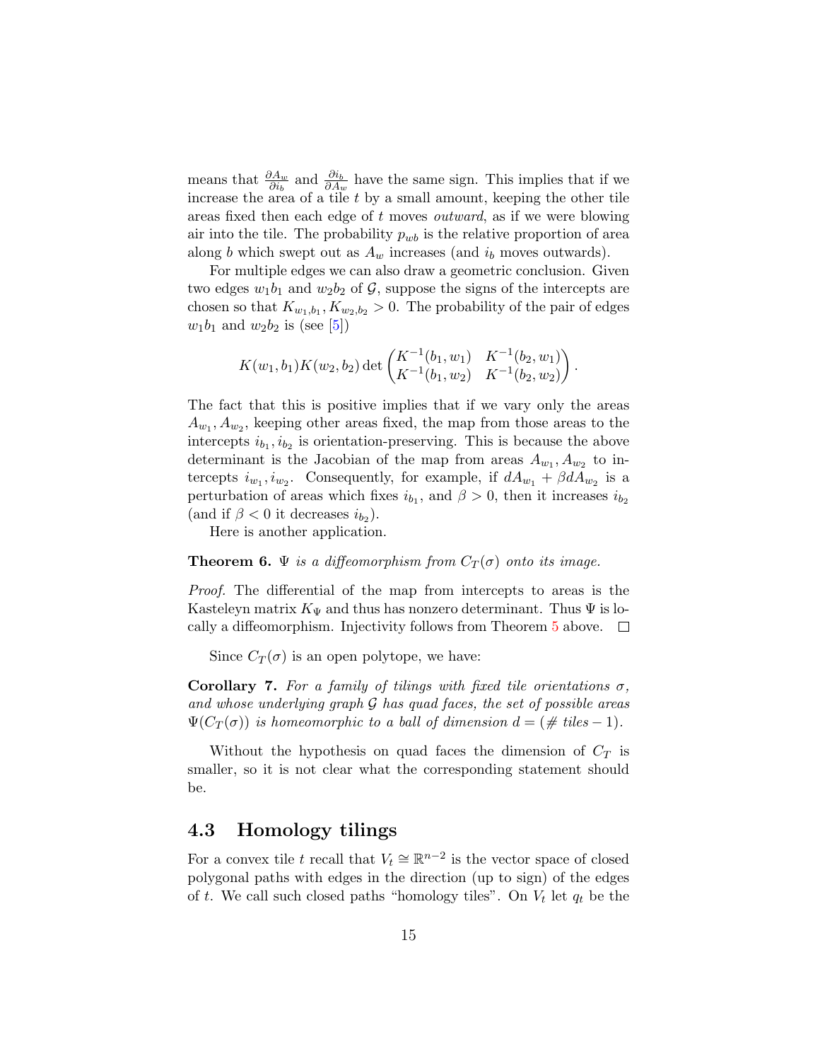means that $\frac{\partial A_w}{\partial i_b}$ and $\frac{\partial i_b}{\partial A_w}$ have the same sign. This implies that if we increase the area of a tile $t$ by a small amount, keeping the other tile areas fixed then each edge of $t$ moves *outward*, as if we were blowing air into the tile. The probability $p_{wb}$ is the relative proportion of area along $b$ which swept out as $A_w$ increases (and $i_b$ moves outwards).

For multiple edges we can also draw a geometric conclusion. Given two edges $w_1b_1$ and $w_2b_2$ of $\mathcal{G}$, suppose the signs of the intercepts are chosen so that $K_{w_1,b_1}, K_{w_2,b_2} > 0$. The probability of the pair of edges $w_1b_1$ and $w_2b_2$ is (see [5])

$$K(w_1,b_1)K(w_2,b_2)\det\begin{pmatrix} K^{-1}(b_1,w_1) & K^{-1}(b_2,w_1) \\ K^{-1}(b_1,w_2) & K^{-1}(b_2,w_2)\end{pmatrix}.$$

The fact that this is positive implies that if we vary only the areas $A_{w_1}, A_{w_2}$, keeping other areas fixed, the map from those areas to the intercepts $i_{b_1}, i_{b_2}$ is orientation-preserving. This is because the above determinant is the Jacobian of the map from areas $A_{w_1}, A_{w_2}$ to intercepts $i_{w_1}, i_{w_2}$. Consequently, for example, if $dA_{w_1} + \beta dA_{w_2}$ is a perturbation of areas which fixes $i_{b_1}$, and $\beta > 0$, then it increases $i_{b_2}$ (and if $\beta < 0$ it decreases $i_{b_2}$).

Here is another application.

**Theorem 6.** *$\Psi$ is a diffeomorphism from $C_T(\sigma)$ onto its image.*

*Proof.* The differential of the map from intercepts to areas is the Kasteleyn matrix $K_\Psi$ and thus has nonzero determinant. Thus $\Psi$ is locally a diffeomorphism. Injectivity follows from Theorem 5 above. ∎

Since $C_T(\sigma)$ is an open polytope, we have:

**Corollary 7.** *For a family of tilings with fixed tile orientations $\sigma$, and whose underlying graph $\mathcal{G}$ has quad faces, the set of possible areas $\Psi(C_T(\sigma))$ is homeomorphic to a ball of dimension $d = (\#\text{ tiles} - 1)$.*

Without the hypothesis on quad faces the dimension of $C_T$ is smaller, so it is not clear what the corresponding statement should be.

## 4.3 Homology tilings

For a convex tile $t$ recall that $V_t \cong \mathbb{R}^{n-2}$ is the vector space of closed polygonal paths with edges in the direction (up to sign) of the edges of $t$. We call such closed paths "homology tiles". On $V_t$ let $q_t$ be the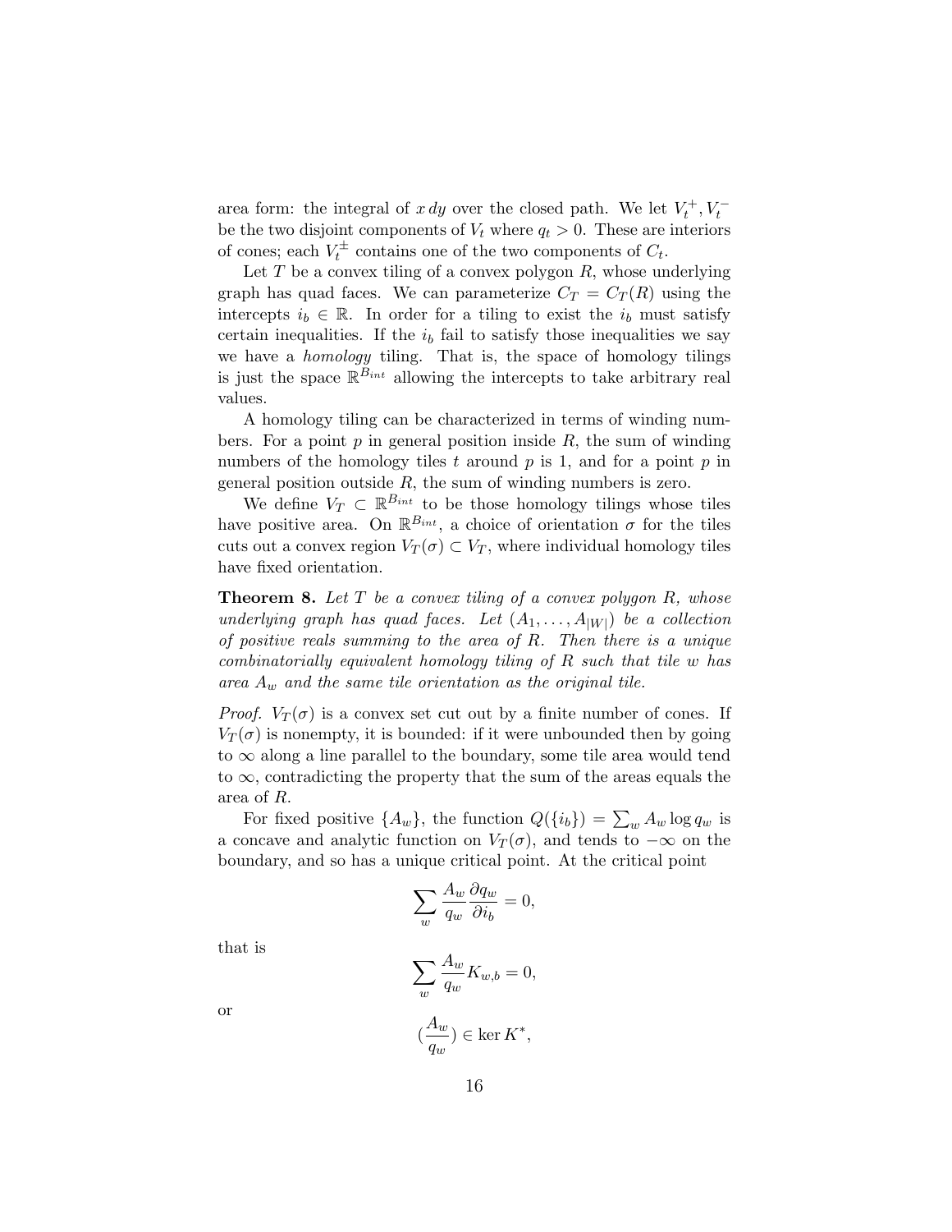area form: the integral of $x\,dy$ over the closed path. We let $V_t^+, V_t^-$ be the two disjoint components of $V_t$ where $q_t > 0$. These are interiors of cones; each $V_t^\pm$ contains one of the two components of $C_t$.

Let $T$ be a convex tiling of a convex polygon $R$, whose underlying graph has quad faces. We can parameterize $C_T = C_T(R)$ using the intercepts $i_b \in \mathbb{R}$. In order for a tiling to exist the $i_b$ must satisfy certain inequalities. If the $i_b$ fail to satisfy those inequalities we say we have a *homology* tiling. That is, the space of homology tilings is just the space $\mathbb{R}^{B_{int}}$ allowing the intercepts to take arbitrary real values.

A homology tiling can be characterized in terms of winding numbers. For a point $p$ in general position inside $R$, the sum of winding numbers of the homology tiles $t$ around $p$ is 1, and for a point $p$ in general position outside $R$, the sum of winding numbers is zero.

We define $V_T \subset \mathbb{R}^{B_{int}}$ to be those homology tilings whose tiles have positive area. On $\mathbb{R}^{B_{int}}$, a choice of orientation $\sigma$ for the tiles cuts out a convex region $V_T(\sigma) \subset V_T$, where individual homology tiles have fixed orientation.

**Theorem 8.** *Let $T$ be a convex tiling of a convex polygon $R$, whose underlying graph has quad faces. Let $(A_1, \dots, A_{|W|})$ be a collection of positive reals summing to the area of $R$. Then there is a unique combinatorially equivalent homology tiling of $R$ such that tile $w$ has area $A_w$ and the same tile orientation as the original tile.*

*Proof.* $V_T(\sigma)$ is a convex set cut out by a finite number of cones. If $V_T(\sigma)$ is nonempty, it is bounded: if it were unbounded then by going to $\infty$ along a line parallel to the boundary, some tile area would tend to $\infty$, contradicting the property that the sum of the areas equals the area of $R$.

For fixed positive $\{A_w\}$, the function $Q(\{i_b\}) = \sum_w A_w \log q_w$ is a concave and analytic function on $V_T(\sigma)$, and tends to $-\infty$ on the boundary, and so has a unique critical point. At the critical point

$$\sum_w \frac{A_w}{q_w} \frac{\partial q_w}{\partial i_b} = 0,$$

that is

$$\sum_w \frac{A_w}{q_w} K_{w,b} = 0,$$

or

$$\left(\frac{A_w}{q_w}\right) \in \ker K^*,$$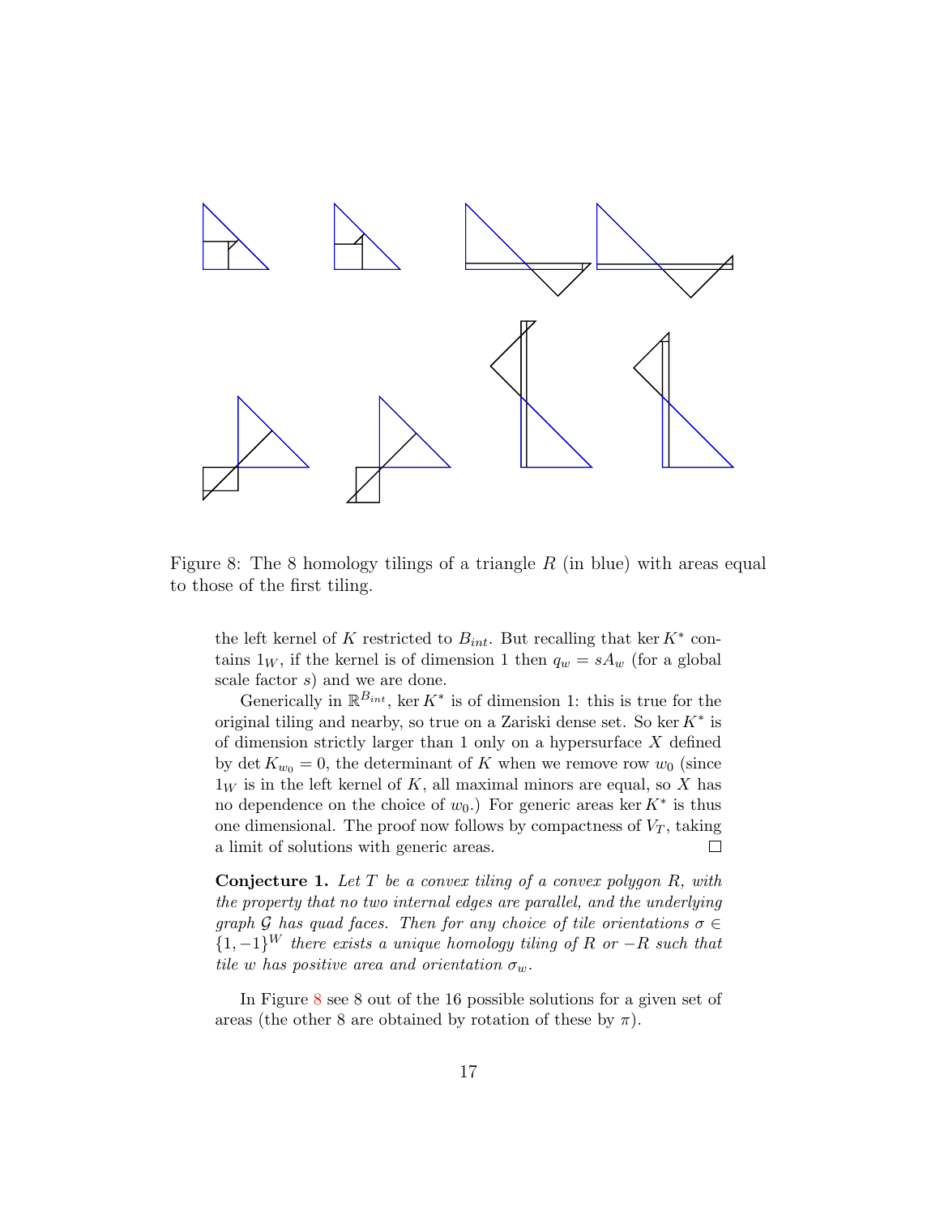Figure 8: The 8 homology tilings of a triangle $R$ (in blue) with areas equal to those of the first tiling.

the left kernel of $K$ restricted to $B_{int}$. But recalling that $\ker K^*$ contains $1_W$, if the kernel is of dimension 1 then $q_w = sA_w$ (for a global scale factor $s$) and we are done.

Generically in $\mathbb{R}^{B_{int}}$, $\ker K^*$ is of dimension 1: this is true for the original tiling and nearby, so true on a Zariski dense set. So $\ker K^*$ is of dimension strictly larger than 1 only on a hypersurface $X$ defined by $\det K_{w_0} = 0$, the determinant of $K$ when we remove row $w_0$ (since $1_W$ is in the left kernel of $K$, all maximal minors are equal, so $X$ has no dependence on the choice of $w_0$.) For generic areas $\ker K^*$ is thus one dimensional. The proof now follows by compactness of $V_T$, taking a limit of solutions with generic areas. $\square$

**Conjecture 1.** *Let $T$ be a convex tiling of a convex polygon $R$, with the property that no two internal edges are parallel, and the underlying graph $\mathcal{G}$ has quad faces. Then for any choice of tile orientations $\sigma \in \{1, -1\}^W$ there exists a unique homology tiling of $R$ or $-R$ such that tile $w$ has positive area and orientation $\sigma_w$.*

In Figure 8 see 8 out of the 16 possible solutions for a given set of areas (the other 8 are obtained by rotation of these by $\pi$).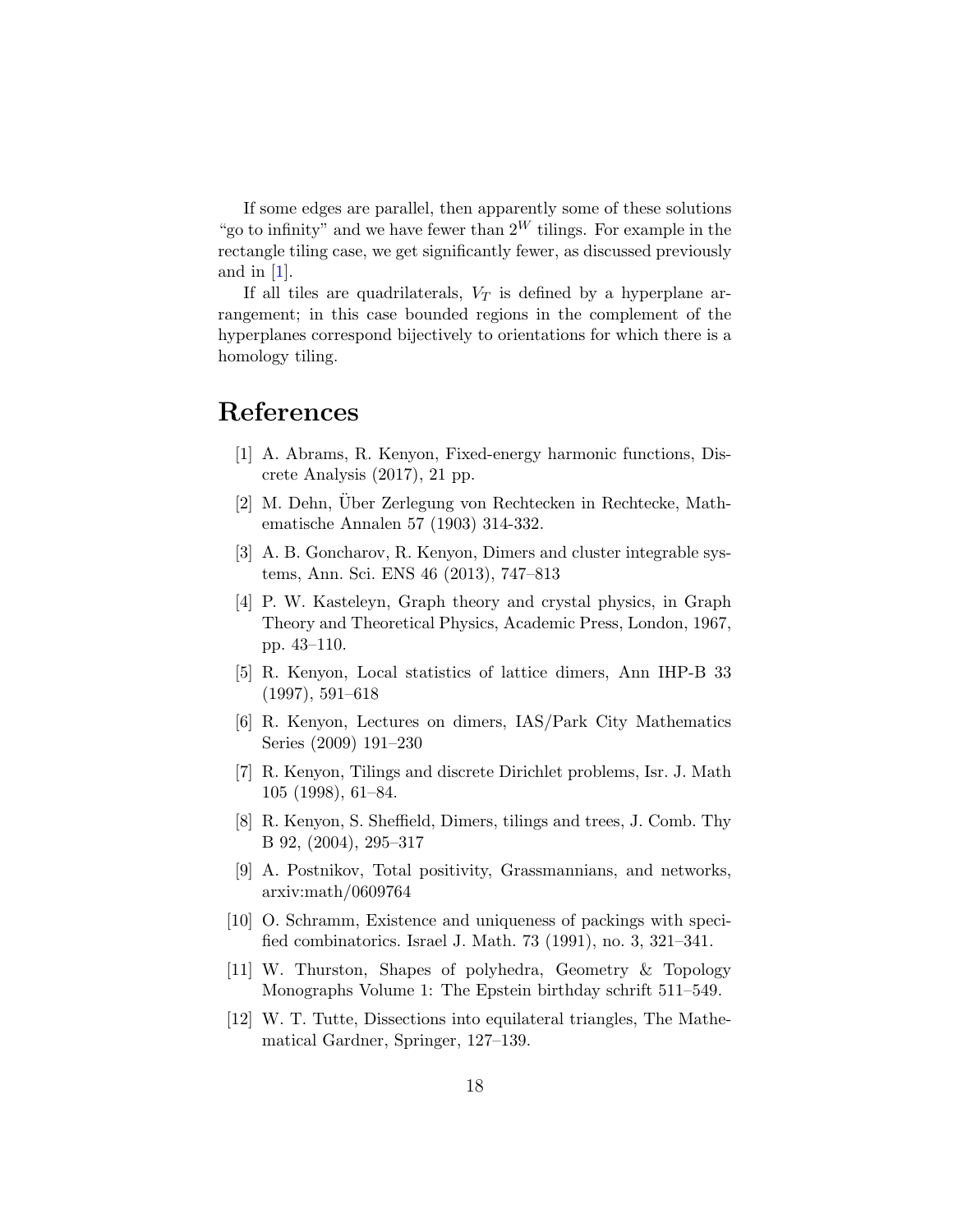If some edges are parallel, then apparently some of these solutions "go to infinity" and we have fewer than $2^W$ tilings. For example in the rectangle tiling case, we get significantly fewer, as discussed previously and in [1].

If all tiles are quadrilaterals, $V_T$ is defined by a hyperplane arrangement; in this case bounded regions in the complement of the hyperplanes correspond bijectively to orientations for which there is a homology tiling.

# References

[1] A. Abrams, R. Kenyon, Fixed-energy harmonic functions, Discrete Analysis (2017), 21 pp.

[2] M. Dehn, Über Zerlegung von Rechtecken in Rechtecke, Mathematische Annalen 57 (1903) 314-332.

[3] A. B. Goncharov, R. Kenyon, Dimers and cluster integrable systems, Ann. Sci. ENS 46 (2013), 747–813

[4] P. W. Kasteleyn, Graph theory and crystal physics, in Graph Theory and Theoretical Physics, Academic Press, London, 1967, pp. 43–110.

[5] R. Kenyon, Local statistics of lattice dimers, Ann IHP-B 33 (1997), 591–618

[6] R. Kenyon, Lectures on dimers, IAS/Park City Mathematics Series (2009) 191–230

[7] R. Kenyon, Tilings and discrete Dirichlet problems, Isr. J. Math 105 (1998), 61–84.

[8] R. Kenyon, S. Sheffield, Dimers, tilings and trees, J. Comb. Thy B 92, (2004), 295–317

[9] A. Postnikov, Total positivity, Grassmannians, and networks, arxiv:math/0609764

[10] O. Schramm, Existence and uniqueness of packings with specified combinatorics. Israel J. Math. 73 (1991), no. 3, 321–341.

[11] W. Thurston, Shapes of polyhedra, Geometry & Topology Monographs Volume 1: The Epstein birthday schrift 511–549.

[12] W. T. Tutte, Dissections into equilateral triangles, The Mathematical Gardner, Springer, 127–139.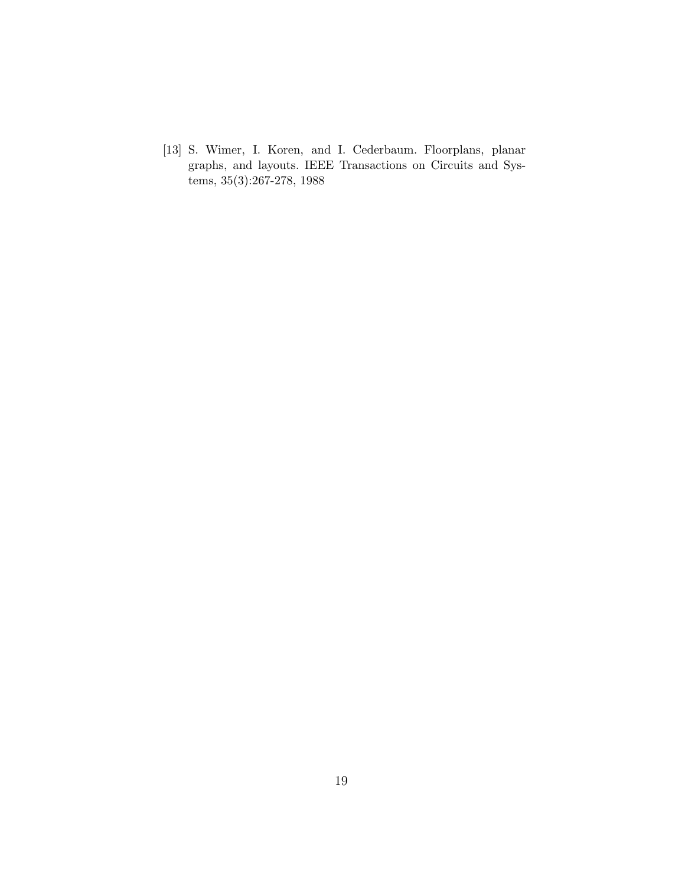[13] S. Wimer, I. Koren, and I. Cederbaum. Floorplans, planar graphs, and layouts. IEEE Transactions on Circuits and Systems, 35(3):267-278, 1988